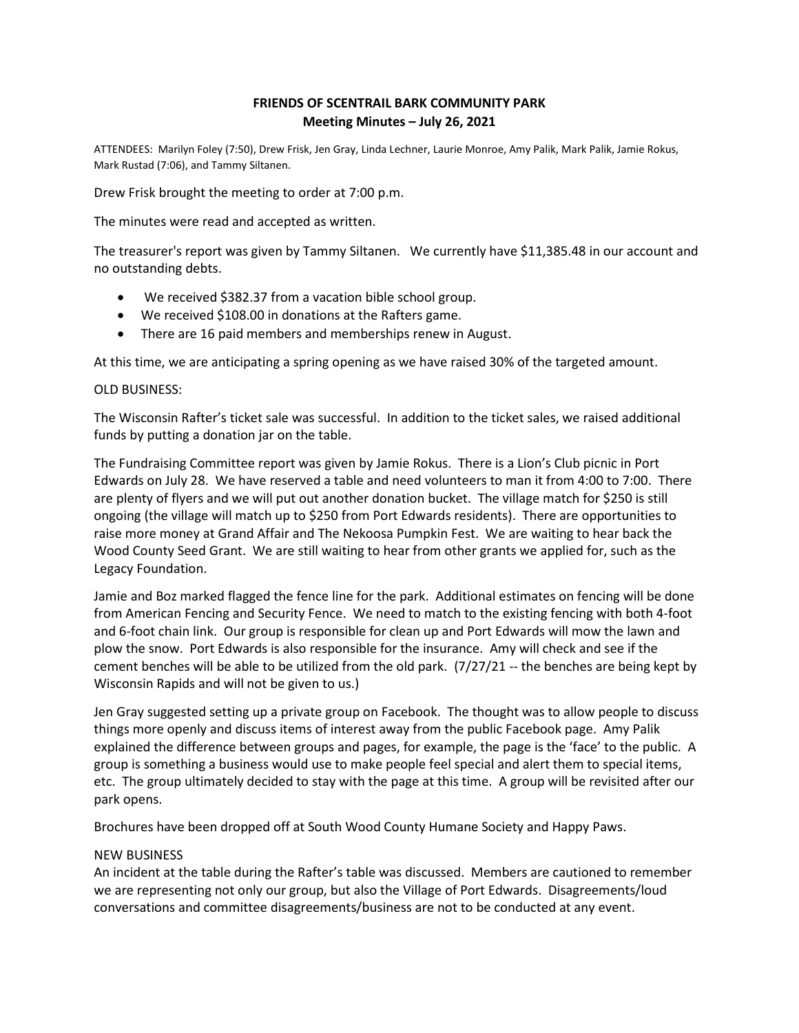# FRIENDS OF SCENTRAIL BARK COMMUNITY PARK

## Meeting Minutes – July 26, 2021

ATTENDEES: Marilyn Foley (7:50), Drew Frisk, Jen Gray, Linda Lechner, Laurie Monroe, Amy Palik, Mark Palik, Jamie Rokus, Mark Rustad (7:06), and Tammy Siltanen.

Drew Frisk brought the meeting to order at 7:00 p.m.

The minutes were read and accepted as written.

The treasurer's report was given by Tammy Siltanen. We currently have $11,385.48 in our account and no outstanding debts.

- We received $382.37 from a vacation bible school group.
- We received $108.00 in donations at the Rafters game.
- There are 16 paid members and memberships renew in August.

At this time, we are anticipating a spring opening as we have raised 30% of the targeted amount.

OLD BUSINESS:

The Wisconsin Rafter's ticket sale was successful. In addition to the ticket sales, we raised additional funds by putting a donation jar on the table.

The Fundraising Committee report was given by Jamie Rokus. There is a Lion's Club picnic in Port Edwards on July 28. We have reserved a table and need volunteers to man it from 4:00 to 7:00. There are plenty of flyers and we will put out another donation bucket. The village match for $250 is still ongoing (the village will match up to $250 from Port Edwards residents). There are opportunities to raise more money at Grand Affair and The Nekoosa Pumpkin Fest. We are waiting to hear back the Wood County Seed Grant. We are still waiting to hear from other grants we applied for, such as the Legacy Foundation.

Jamie and Boz marked flagged the fence line for the park. Additional estimates on fencing will be done from American Fencing and Security Fence. We need to match to the existing fencing with both 4-foot and 6-foot chain link. Our group is responsible for clean up and Port Edwards will mow the lawn and plow the snow. Port Edwards is also responsible for the insurance. Amy will check and see if the cement benches will be able to be utilized from the old park. (7/27/21 -- the benches are being kept by Wisconsin Rapids and will not be given to us.)

Jen Gray suggested setting up a private group on Facebook. The thought was to allow people to discuss things more openly and discuss items of interest away from the public Facebook page. Amy Palik explained the difference between groups and pages, for example, the page is the 'face' to the public. A group is something a business would use to make people feel special and alert them to special items, etc. The group ultimately decided to stay with the page at this time. A group will be revisited after our park opens.

Brochures have been dropped off at South Wood County Humane Society and Happy Paws.

NEW BUSINESS

An incident at the table during the Rafter's table was discussed. Members are cautioned to remember we are representing not only our group, but also the Village of Port Edwards. Disagreements/loud conversations and committee disagreements/business are not to be conducted at any event.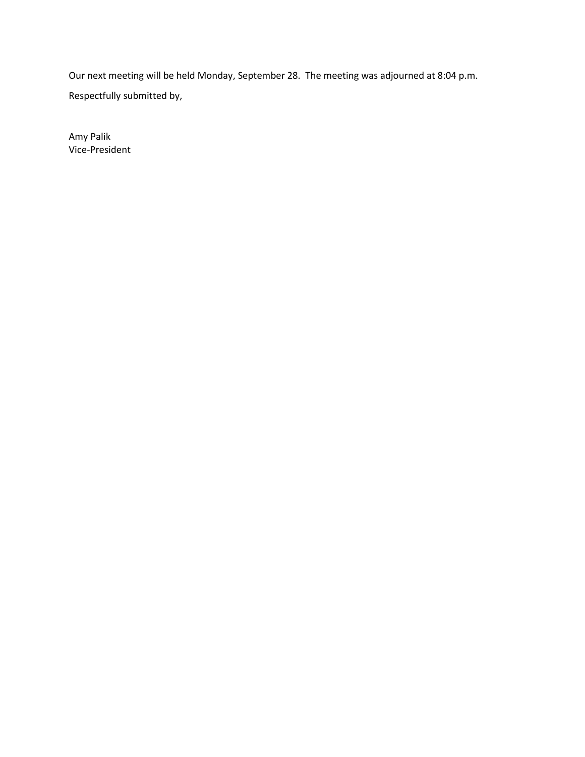Our next meeting will be held Monday, September 28. The meeting was adjourned at 8:04 p.m.

Respectfully submitted by,

Amy Palik
Vice-President